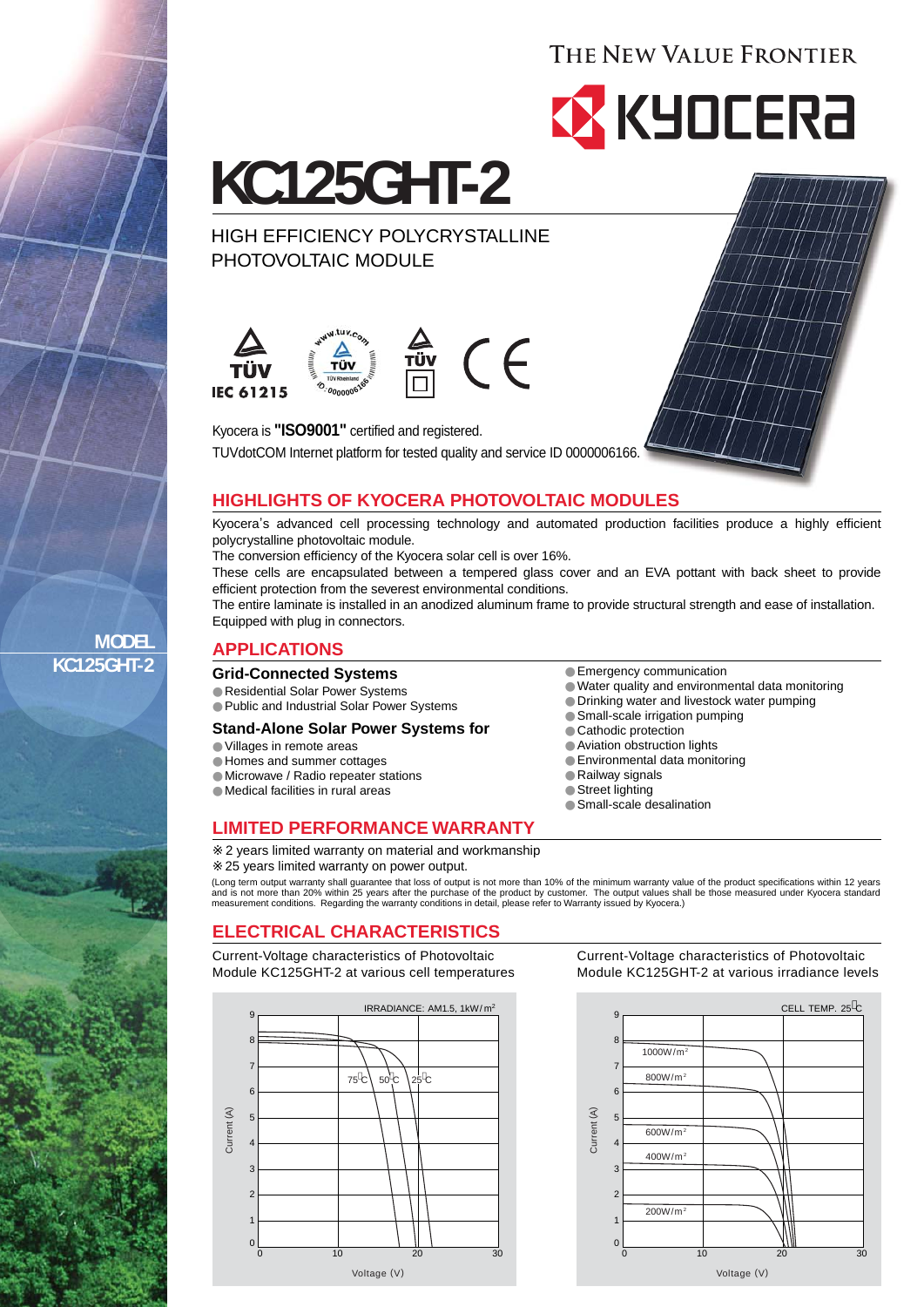THE NEW VALUE FRONTIER

KYOCERA

# KC125GHT-2

HIGH EFFICIENCY POLYCRYSTALLINE PHOTOVOLTAIC MODULE

TÜV IEC 61215

Kyocera is **"ISO9001"** certified and registered.

TUVdotCOM Internet platform for tested quality and service ID 0000006166.

MODEL KC125GHT-2

## HIGHLIGHTS OF KYOCERA PHOTOVOLTAIC MODULES

Kyocera's advanced cell processing technology and automated production facilities produce a highly efficient polycrystalline photovoltaic module.

The conversion efficiency of the Kyocera solar cell is over 16%.

These cells are encapsulated between a tempered glass cover and an EVA pottant with back sheet to provide efficient protection from the severest environmental conditions.

The entire laminate is installed in an anodized aluminum frame to provide structural strength and ease of installation. Equipped with plug in connectors.

## APPLICATIONS

### Grid-Connected Systems

- Residential Solar Power Systems
- Public and Industrial Solar Power Systems

### Stand-Alone Solar Power Systems for

- Villages in remote areas
- Homes and summer cottages
- Microwave / Radio repeater stations
- Medical facilities in rural areas
- Emergency communication
- Water quality and environmental data monitoring
- Drinking water and livestock water pumping
- Small-scale irrigation pumping
- Cathodic protection
- Aviation obstruction lights
- Environmental data monitoring
- Railway signals
- Street lighting
- Small-scale desalination

## LIMITED PERFORMANCE WARRANTY

※ 2 years limited warranty on material and workmanship

※ 25 years limited warranty on power output.

(Long term output warranty shall guarantee that loss of output is not more than 10% of the minimum warranty value of the product specifications within 12 years and is not more than 20% within 25 years after the purchase of the product by customer. The output values shall be those measured under Kyocera standard measurement conditions. Regarding the warranty conditions in detail, please refer to Warranty issued by Kyocera.)

## ELECTRICAL CHARACTERISTICS

Current-Voltage characteristics of Photovoltaic Module KC125GHT-2 at various cell temperatures

Current-Voltage characteristics of Photovoltaic Module KC125GHT-2 at various irradiance levels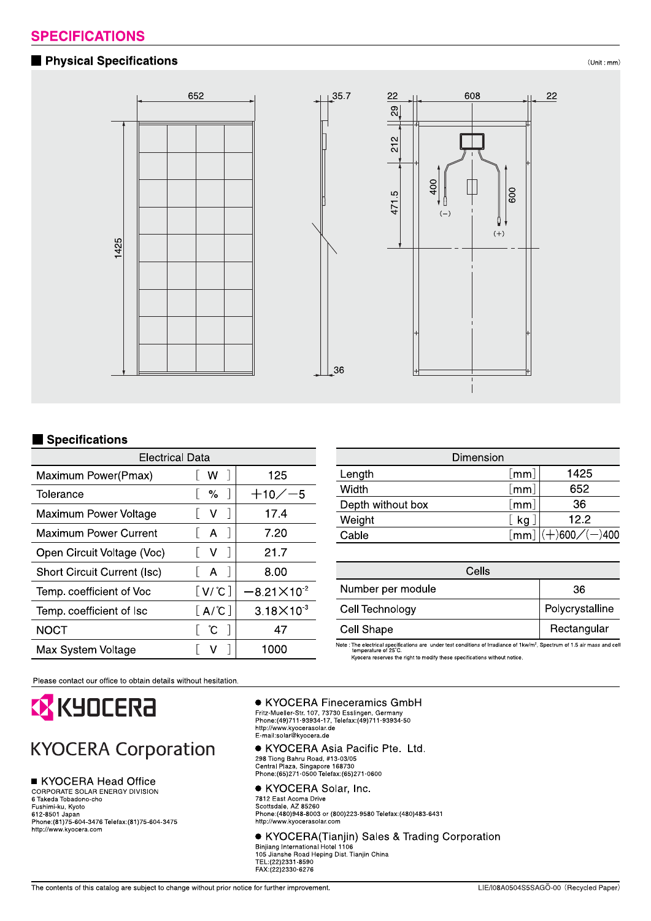## SPECIFICATIONS

### Physical Specifications

(Unit : mm)

652
1425
35.7
36
22
608
22
29
212
471.5
400
600
(−)
(+)

### Specifications

| Electrical Data | | |
|---|---|---|
| Maximum Power(Pmax) | [ W ] | 125 |
| Tolerance | [ % ] | +10／−5 |
| Maximum Power Voltage | [ V ] | 17.4 |
| Maximum Power Current | [ A ] | 7.20 |
| Open Circuit Voltage (Voc) | [ V ] | 21.7 |
| Short Circuit Current (Isc) | [ A ] | 8.00 |
| Temp. coefficient of Voc | [ V/℃ ] | $-8.21\times10^{-2}$ |
| Temp. coefficient of Isc | [ A/℃ ] | $3.18\times10^{-3}$ |
| NOCT | [ ℃ ] | 47 |
| Max System Voltage | [ V ] | 1000 |

| Dimension | | |
|---|---|---|
| Length | [mm] | 1425 |
| Width | [mm] | 652 |
| Depth without box | [mm] | 36 |
| Weight | [ kg ] | 12.2 |
| Cable | [mm] | (+)600／(−)400 |

| Cells | |
|---|---|
| Number per module | 36 |
| Cell Technology | Polycrystalline |
| Cell Shape | Rectangular |

Note : The electrical specifications are under test conditions of Irradiance of 1kw/m², Spectrum of 1.5 air mass and cell temperature of 25℃.
Kyocera reserves the right to modify these specifications without notice.

Please contact our office to obtain details without hesitation.

KYOCERA

KYOCERA Corporation

■ KYOCERA Head Office
CORPORATE SOLAR ENERGY DIVISION
6 Takeda Tobadono-cho
Fushimi-ku, Kyoto
612-8501 Japan
Phone:(81)75-604-3476 Telefax:(81)75-604-3475
http://www.kyocera.com

● KYOCERA Fineceramics GmbH
Fritz-Mueller-Str. 107, 73730 Esslingen, Germany
Phone:(49)711-93934-17, Telefax:(49)711-93934-50
http://www.kyocerasolar.de
E-mail:solar@kyocera.de

● KYOCERA Asia Pacific Pte. Ltd.
298 Tiong Bahru Road, #13-03/05
Central Plaza, Singapore 168730
Phone:(65)271-0500 Telefax:(65)271-0600

● KYOCERA Solar, Inc.
7812 East Acoma Drive
Scottsdale, AZ 85260
Phone:(480)948-8003 or (800)223-9580 Telefax:(480)483-6431
http://www.kyocerasolar.com

● KYOCERA(Tianjin) Sales & Trading Corporation
Binjiang International Hotel 1106
105 Jianshe Road Heping Dist. Tianjin China
TEL:(22)2331-8590
FAX:(22)2330-6276

The contents of this catalog are subject to change without prior notice for further improvement.

LIE/I08A0504S5SAGŌ-00 (Recycled Paper)